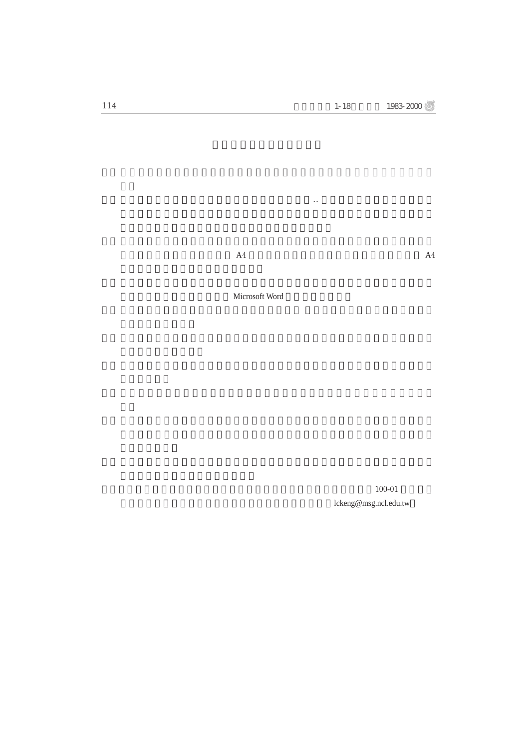..

A4 A4

Microsoft Word

100-01

lckeng@msg.ncl.edu.tw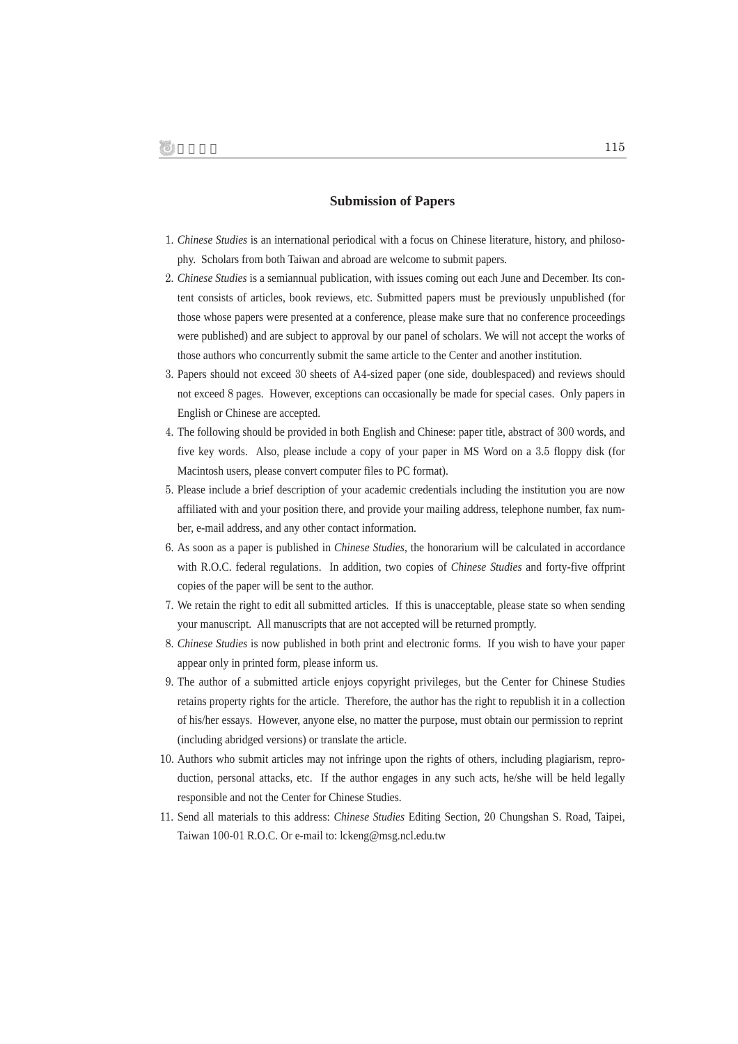## Submission of Papers

1. *Chinese Studies* is an international periodical with a focus on Chinese literature, history, and philosophy. Scholars from both Taiwan and abroad are welcome to submit papers.
2. *Chinese Studies* is a semiannual publication, with issues coming out each June and December. Its content consists of articles, book reviews, etc. Submitted papers must be previously unpublished (for those whose papers were presented at a conference, please make sure that no conference proceedings were published) and are subject to approval by our panel of scholars. We will not accept the works of those authors who concurrently submit the same article to the Center and another institution.
3. Papers should not exceed 30 sheets of A4-sized paper (one side, doublespaced) and reviews should not exceed 8 pages. However, exceptions can occasionally be made for special cases. Only papers in English or Chinese are accepted.
4. The following should be provided in both English and Chinese: paper title, abstract of 300 words, and five key words. Also, please include a copy of your paper in MS Word on a 3.5 floppy disk (for Macintosh users, please convert computer files to PC format).
5. Please include a brief description of your academic credentials including the institution you are now affiliated with and your position there, and provide your mailing address, telephone number, fax number, e-mail address, and any other contact information.
6. As soon as a paper is published in *Chinese Studies*, the honorarium will be calculated in accordance with R.O.C. federal regulations. In addition, two copies of *Chinese Studies* and forty-five offprint copies of the paper will be sent to the author.
7. We retain the right to edit all submitted articles. If this is unacceptable, please state so when sending your manuscript. All manuscripts that are not accepted will be returned promptly.
8. *Chinese Studies* is now published in both print and electronic forms. If you wish to have your paper appear only in printed form, please inform us.
9. The author of a submitted article enjoys copyright privileges, but the Center for Chinese Studies retains property rights for the article. Therefore, the author has the right to republish it in a collection of his/her essays. However, anyone else, no matter the purpose, must obtain our permission to reprint (including abridged versions) or translate the article.
10. Authors who submit articles may not infringe upon the rights of others, including plagiarism, reproduction, personal attacks, etc. If the author engages in any such acts, he/she will be held legally responsible and not the Center for Chinese Studies.
11. Send all materials to this address: *Chinese Studies* Editing Section, 20 Chungshan S. Road, Taipei, Taiwan 100-01 R.O.C. Or e-mail to: lckeng@msg.ncl.edu.tw